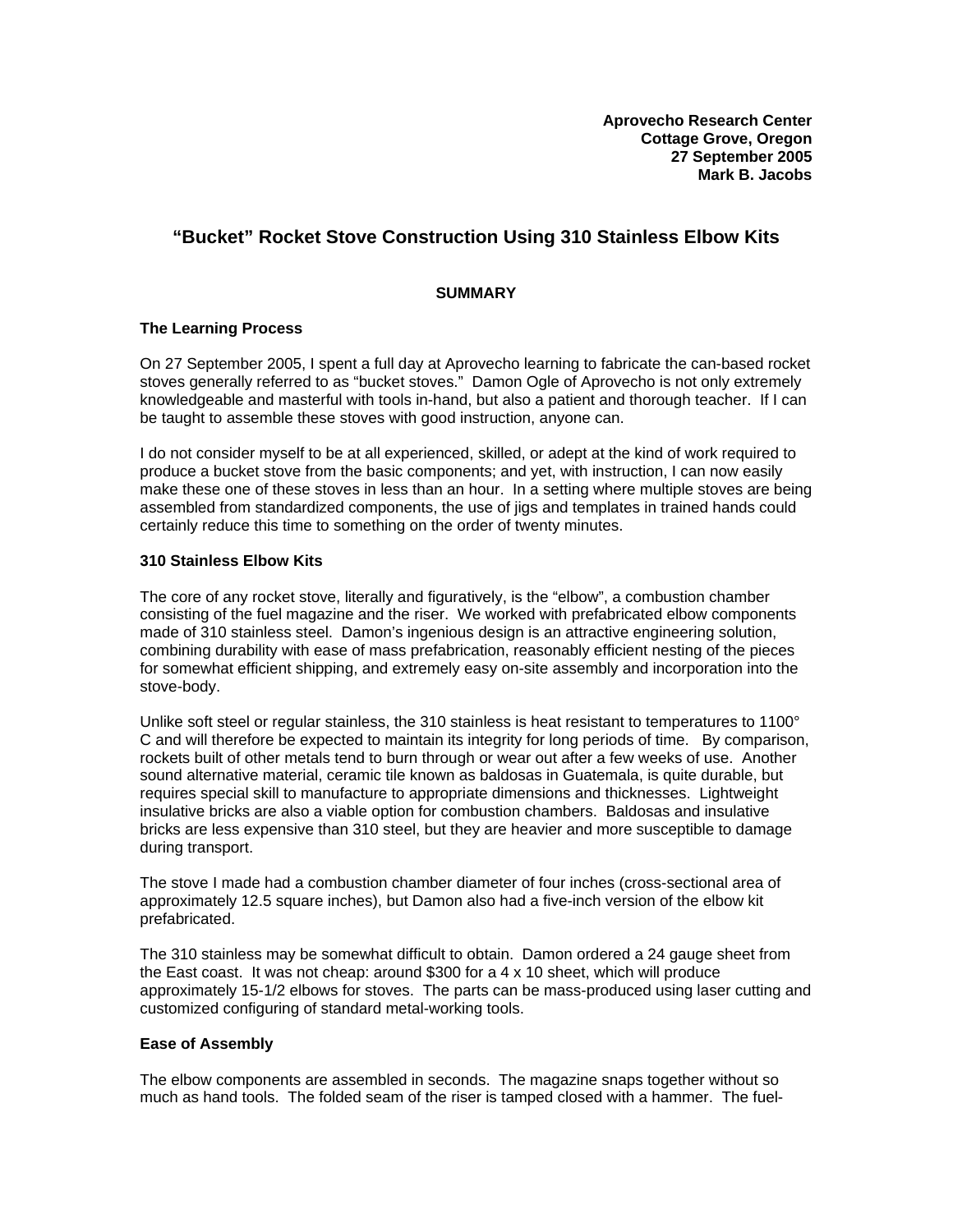**Aprovecho Research Center**
**Cottage Grove, Oregon**
**27 September 2005**
**Mark B. Jacobs**

# "Bucket" Rocket Stove Construction Using 310 Stainless Elbow Kits

## SUMMARY

### The Learning Process

On 27 September 2005, I spent a full day at Aprovecho learning to fabricate the can-based rocket stoves generally referred to as "bucket stoves." Damon Ogle of Aprovecho is not only extremely knowledgeable and masterful with tools in-hand, but also a patient and thorough teacher. If I can be taught to assemble these stoves with good instruction, anyone can.

I do not consider myself to be at all experienced, skilled, or adept at the kind of work required to produce a bucket stove from the basic components; and yet, with instruction, I can now easily make these one of these stoves in less than an hour. In a setting where multiple stoves are being assembled from standardized components, the use of jigs and templates in trained hands could certainly reduce this time to something on the order of twenty minutes.

### 310 Stainless Elbow Kits

The core of any rocket stove, literally and figuratively, is the "elbow", a combustion chamber consisting of the fuel magazine and the riser. We worked with prefabricated elbow components made of 310 stainless steel. Damon's ingenious design is an attractive engineering solution, combining durability with ease of mass prefabrication, reasonably efficient nesting of the pieces for somewhat efficient shipping, and extremely easy on-site assembly and incorporation into the stove-body.

Unlike soft steel or regular stainless, the 310 stainless is heat resistant to temperatures to 1100° C and will therefore be expected to maintain its integrity for long periods of time. By comparison, rockets built of other metals tend to burn through or wear out after a few weeks of use. Another sound alternative material, ceramic tile known as baldosas in Guatemala, is quite durable, but requires special skill to manufacture to appropriate dimensions and thicknesses. Lightweight insulative bricks are also a viable option for combustion chambers. Baldosas and insulative bricks are less expensive than 310 steel, but they are heavier and more susceptible to damage during transport.

The stove I made had a combustion chamber diameter of four inches (cross-sectional area of approximately 12.5 square inches), but Damon also had a five-inch version of the elbow kit prefabricated.

The 310 stainless may be somewhat difficult to obtain. Damon ordered a 24 gauge sheet from the East coast. It was not cheap: around $300 for a 4 x 10 sheet, which will produce approximately 15-1/2 elbows for stoves. The parts can be mass-produced using laser cutting and customized configuring of standard metal-working tools.

### Ease of Assembly

The elbow components are assembled in seconds. The magazine snaps together without so much as hand tools. The folded seam of the riser is tamped closed with a hammer. The fuel-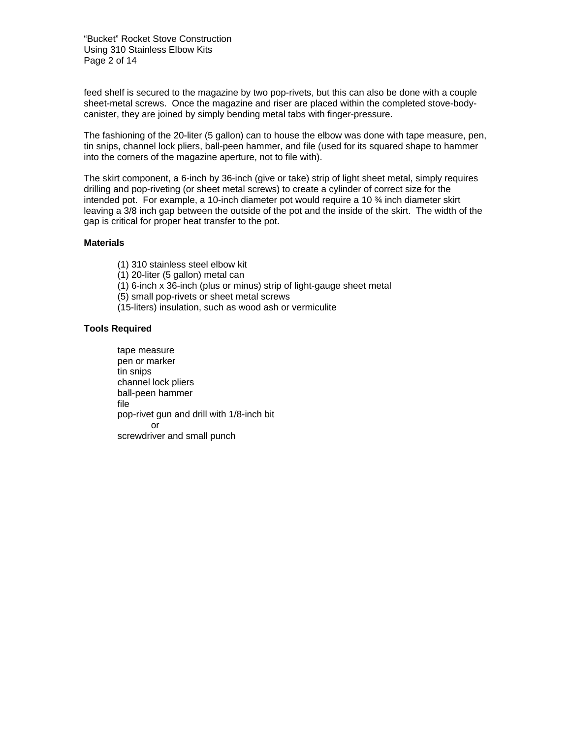feed shelf is secured to the magazine by two pop-rivets, but this can also be done with a couple sheet-metal screws. Once the magazine and riser are placed within the completed stove-body-canister, they are joined by simply bending metal tabs with finger-pressure.

The fashioning of the 20-liter (5 gallon) can to house the elbow was done with tape measure, pen, tin snips, channel lock pliers, ball-peen hammer, and file (used for its squared shape to hammer into the corners of the magazine aperture, not to file with).

The skirt component, a 6-inch by 36-inch (give or take) strip of light sheet metal, simply requires drilling and pop-riveting (or sheet metal screws) to create a cylinder of correct size for the intended pot. For example, a 10-inch diameter pot would require a 10 ¾ inch diameter skirt leaving a 3/8 inch gap between the outside of the pot and the inside of the skirt. The width of the gap is critical for proper heat transfer to the pot.

**Materials**

(1) 310 stainless steel elbow kit
(1) 20-liter (5 gallon) metal can
(1) 6-inch x 36-inch (plus or minus) strip of light-gauge sheet metal
(5) small pop-rivets or sheet metal screws
(15-liters) insulation, such as wood ash or vermiculite

**Tools Required**

tape measure
pen or marker
tin snips
channel lock pliers
ball-peen hammer
file
pop-rivet gun and drill with 1/8-inch bit
or
screwdriver and small punch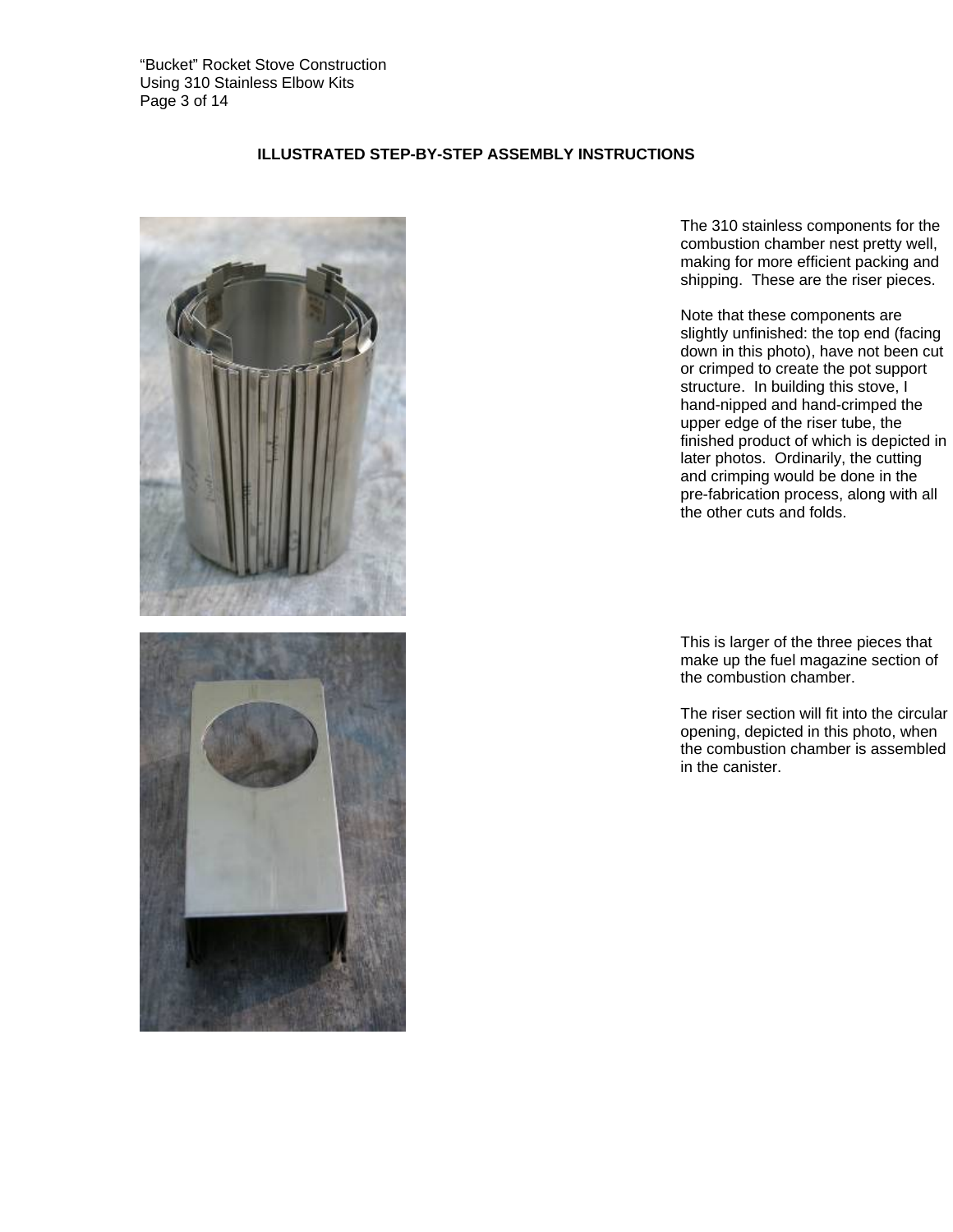## ILLUSTRATED STEP-BY-STEP ASSEMBLY INSTRUCTIONS

The 310 stainless components for the combustion chamber nest pretty well, making for more efficient packing and shipping. These are the riser pieces.

Note that these components are slightly unfinished: the top end (facing down in this photo), have not been cut or crimped to create the pot support structure. In building this stove, I hand-nipped and hand-crimped the upper edge of the riser tube, the finished product of which is depicted in later photos. Ordinarily, the cutting and crimping would be done in the pre-fabrication process, along with all the other cuts and folds.

This is larger of the three pieces that make up the fuel magazine section of the combustion chamber.

The riser section will fit into the circular opening, depicted in this photo, when the combustion chamber is assembled in the canister.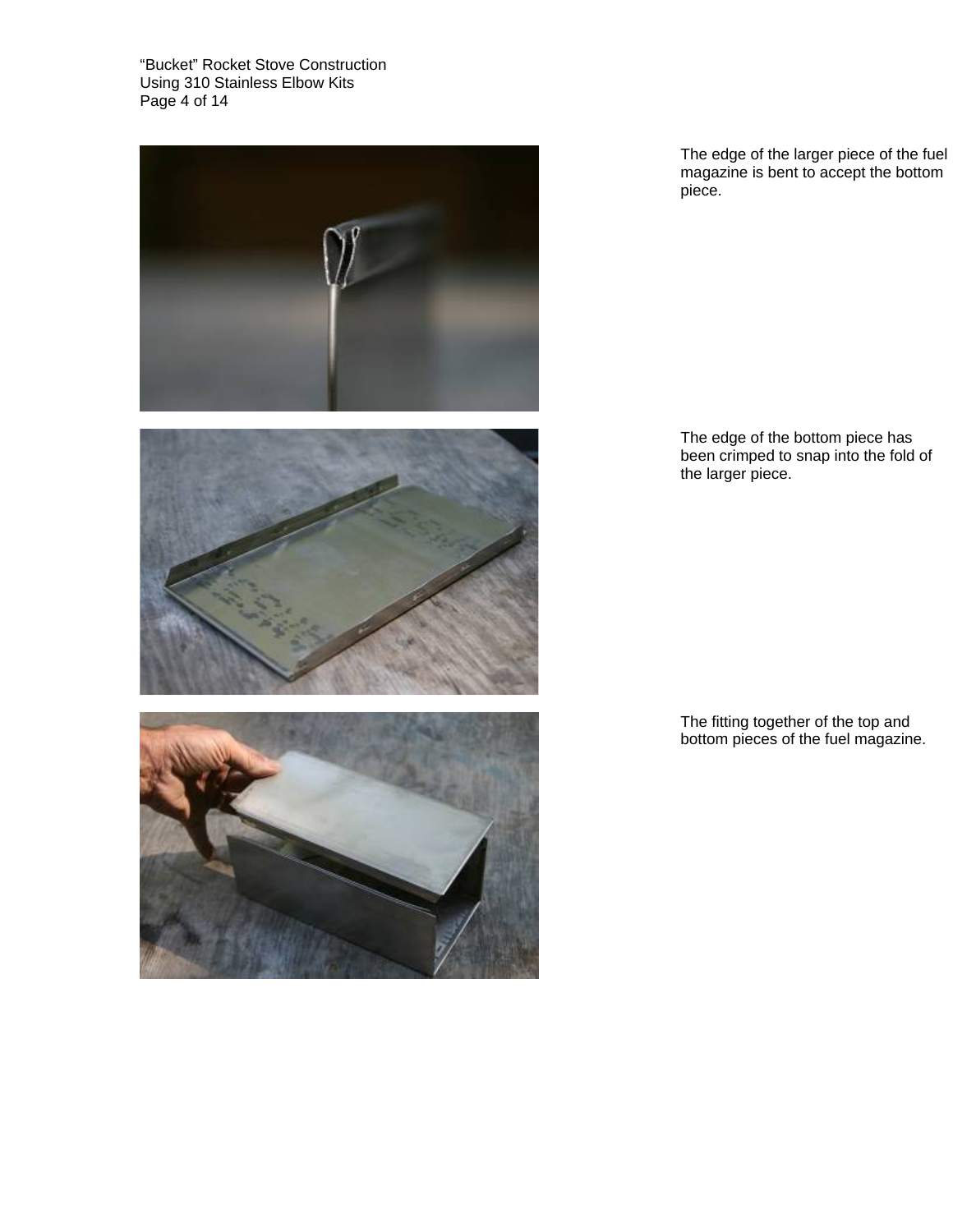The edge of the larger piece of the fuel magazine is bent to accept the bottom piece.

The edge of the bottom piece has been crimped to snap into the fold of the larger piece.

The fitting together of the top and bottom pieces of the fuel magazine.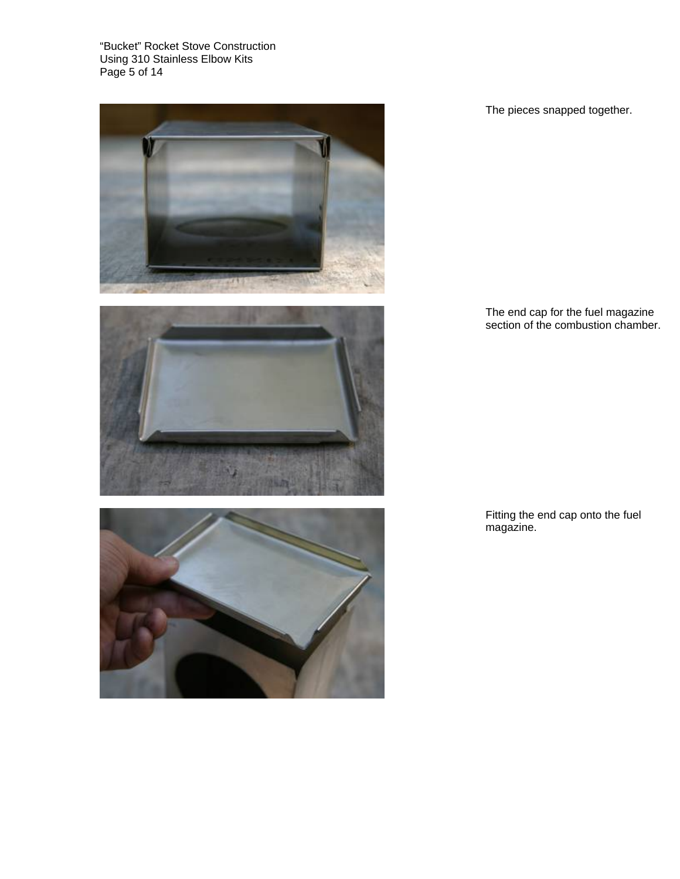The pieces snapped together.

The end cap for the fuel magazine section of the combustion chamber.

Fitting the end cap onto the fuel magazine.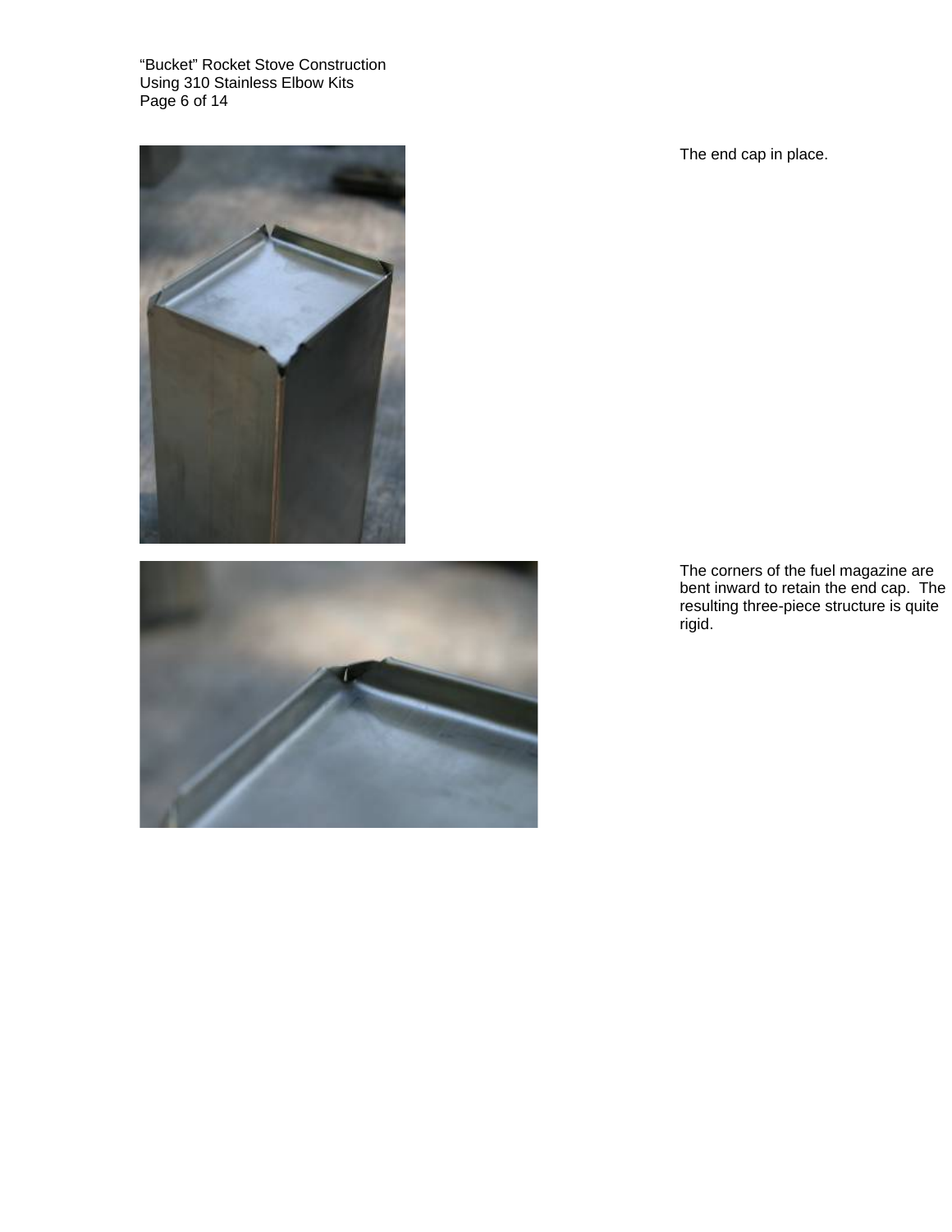The end cap in place.

The corners of the fuel magazine are bent inward to retain the end cap. The resulting three-piece structure is quite rigid.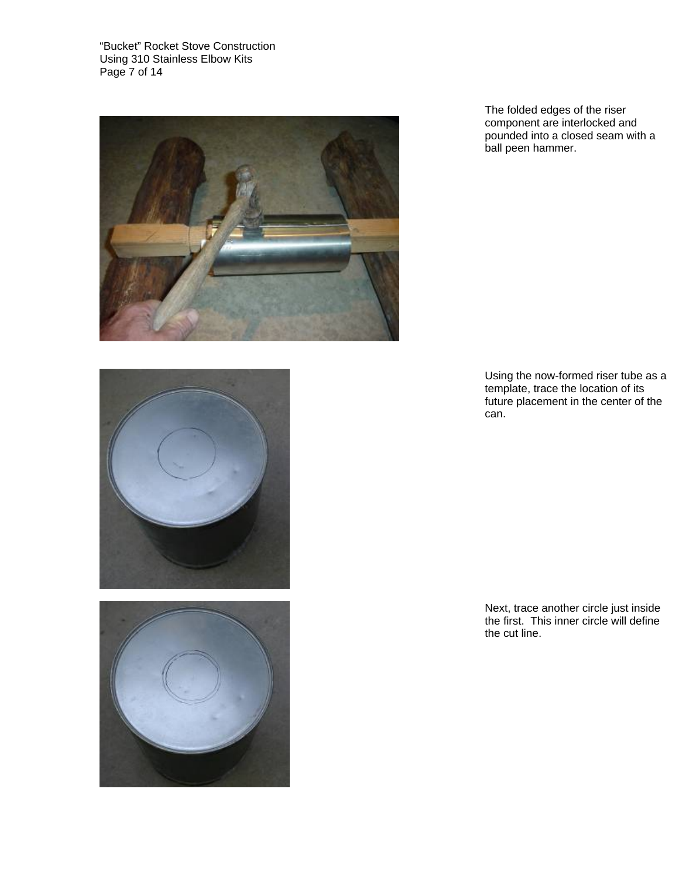The folded edges of the riser component are interlocked and pounded into a closed seam with a ball peen hammer.

Using the now-formed riser tube as a template, trace the location of its future placement in the center of the can.

Next, trace another circle just inside the first. This inner circle will define the cut line.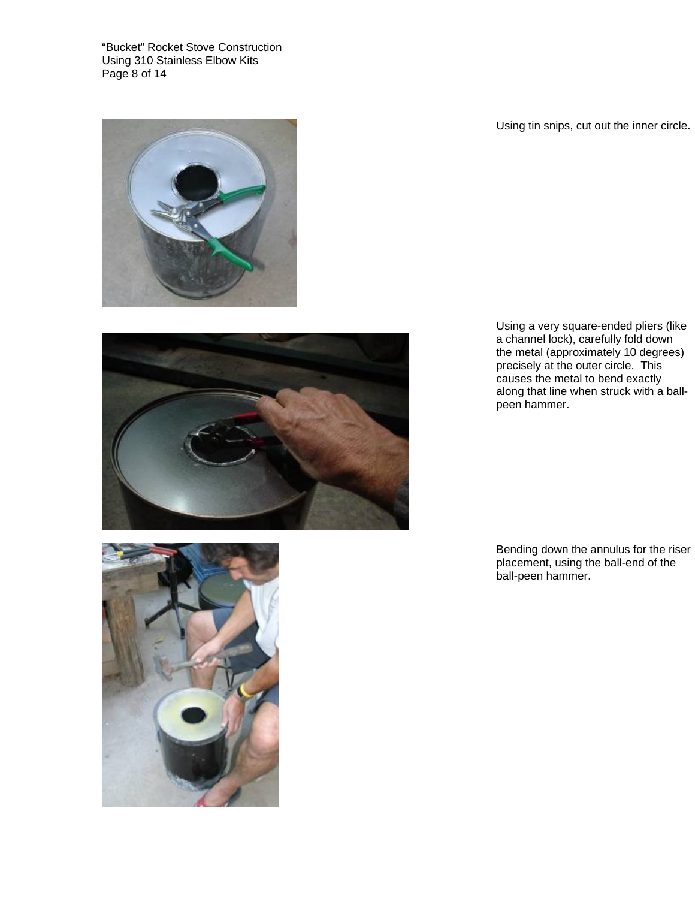Using tin snips, cut out the inner circle.

Using a very square-ended pliers (like a channel lock), carefully fold down the metal (approximately 10 degrees) precisely at the outer circle. This causes the metal to bend exactly along that line when struck with a ball-peen hammer.

Bending down the annulus for the riser placement, using the ball-end of the ball-peen hammer.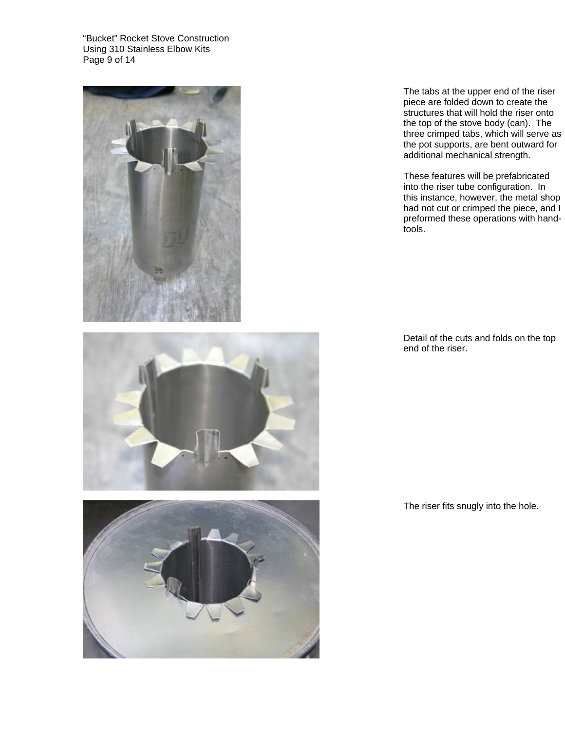The tabs at the upper end of the riser piece are folded down to create the structures that will hold the riser onto the top of the stove body (can). The three crimped tabs, which will serve as the pot supports, are bent outward for additional mechanical strength.

These features will be prefabricated into the riser tube configuration. In this instance, however, the metal shop had not cut or crimped the piece, and I preformed these operations with hand-tools.

Detail of the cuts and folds on the top end of the riser.

The riser fits snugly into the hole.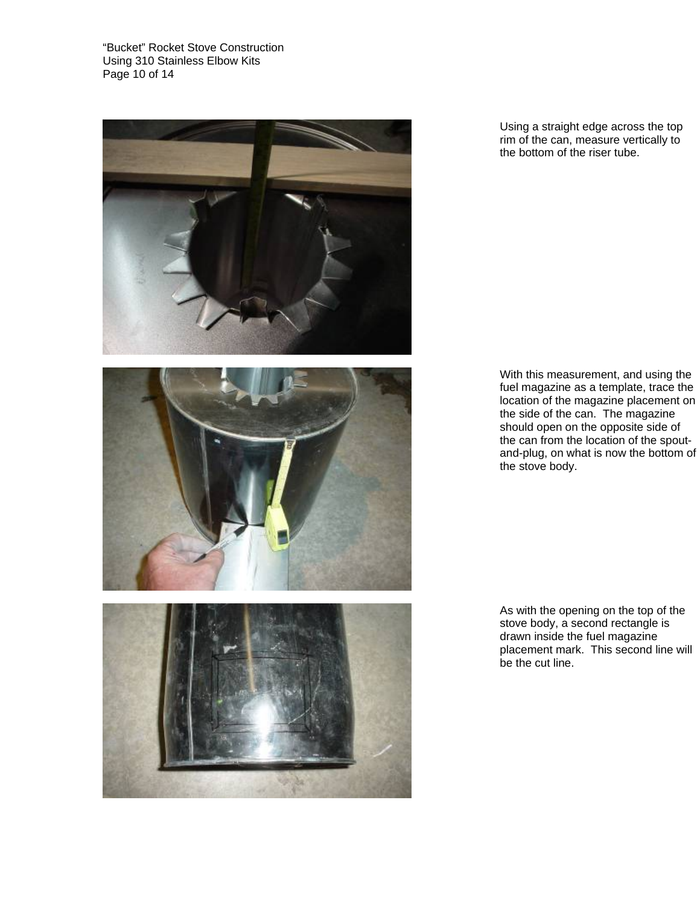Using a straight edge across the top rim of the can, measure vertically to the bottom of the riser tube.

With this measurement, and using the fuel magazine as a template, trace the location of the magazine placement on the side of the can. The magazine should open on the opposite side of the can from the location of the spout-and-plug, on what is now the bottom of the stove body.

As with the opening on the top of the stove body, a second rectangle is drawn inside the fuel magazine placement mark. This second line will be the cut line.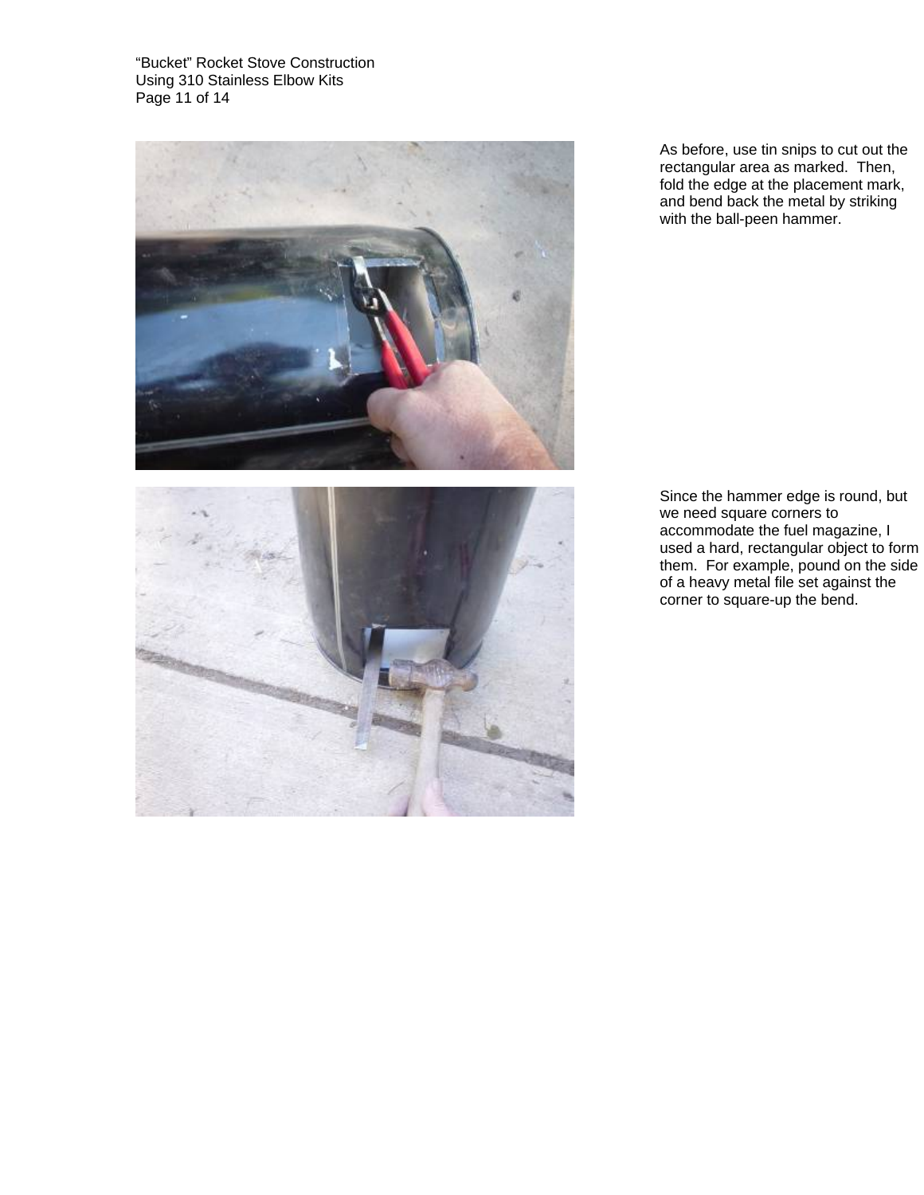As before, use tin snips to cut out the rectangular area as marked. Then, fold the edge at the placement mark, and bend back the metal by striking with the ball-peen hammer.

Since the hammer edge is round, but we need square corners to accommodate the fuel magazine, I used a hard, rectangular object to form them. For example, pound on the side of a heavy metal file set against the corner to square-up the bend.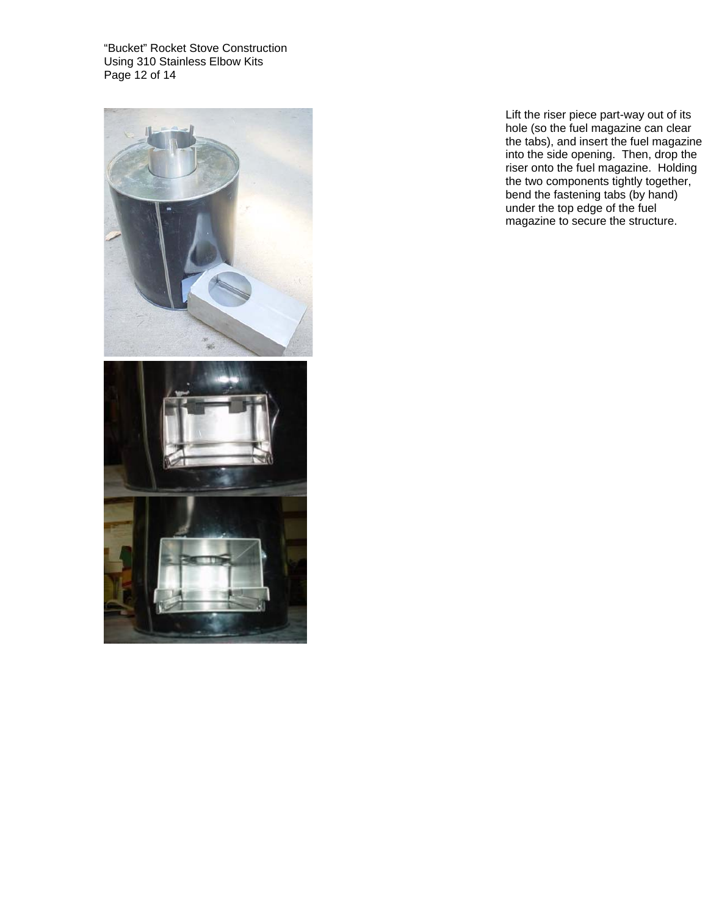Lift the riser piece part-way out of its hole (so the fuel magazine can clear the tabs), and insert the fuel magazine into the side opening. Then, drop the riser onto the fuel magazine. Holding the two components tightly together, bend the fastening tabs (by hand) under the top edge of the fuel magazine to secure the structure.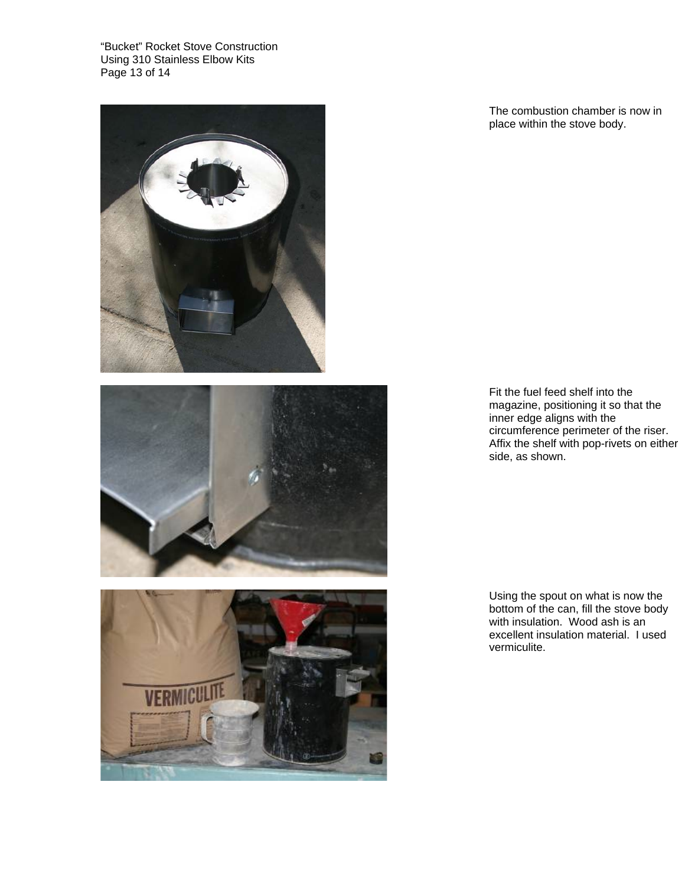The combustion chamber is now in place within the stove body.

Fit the fuel feed shelf into the magazine, positioning it so that the inner edge aligns with the circumference perimeter of the riser. Affix the shelf with pop-rivets on either side, as shown.

Using the spout on what is now the bottom of the can, fill the stove body with insulation. Wood ash is an excellent insulation material. I used vermiculite.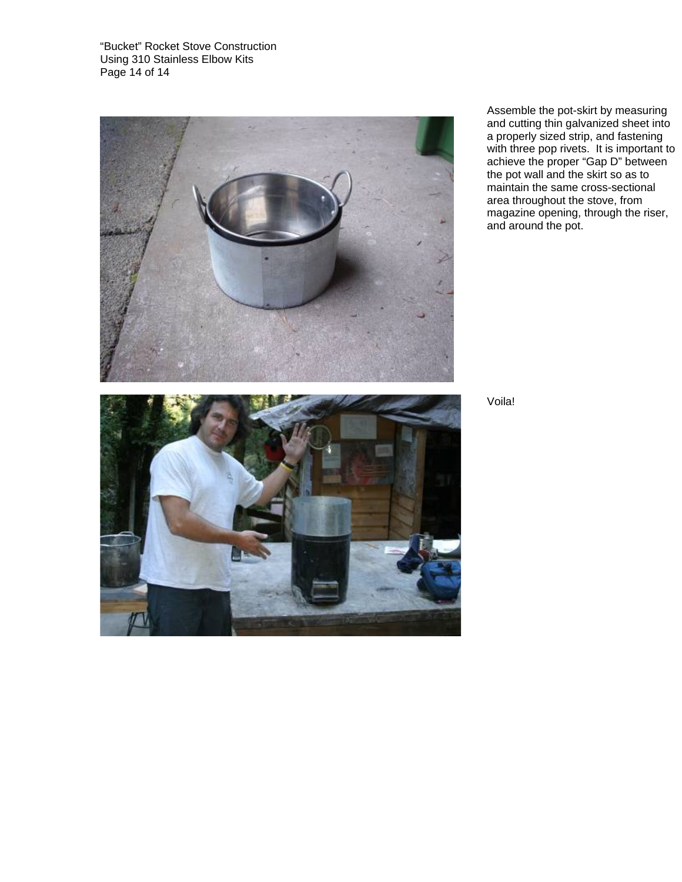Assemble the pot-skirt by measuring and cutting thin galvanized sheet into a properly sized strip, and fastening with three pop rivets. It is important to achieve the proper “Gap D” between the pot wall and the skirt so as to maintain the same cross-sectional area throughout the stove, from magazine opening, through the riser, and around the pot.

Voila!